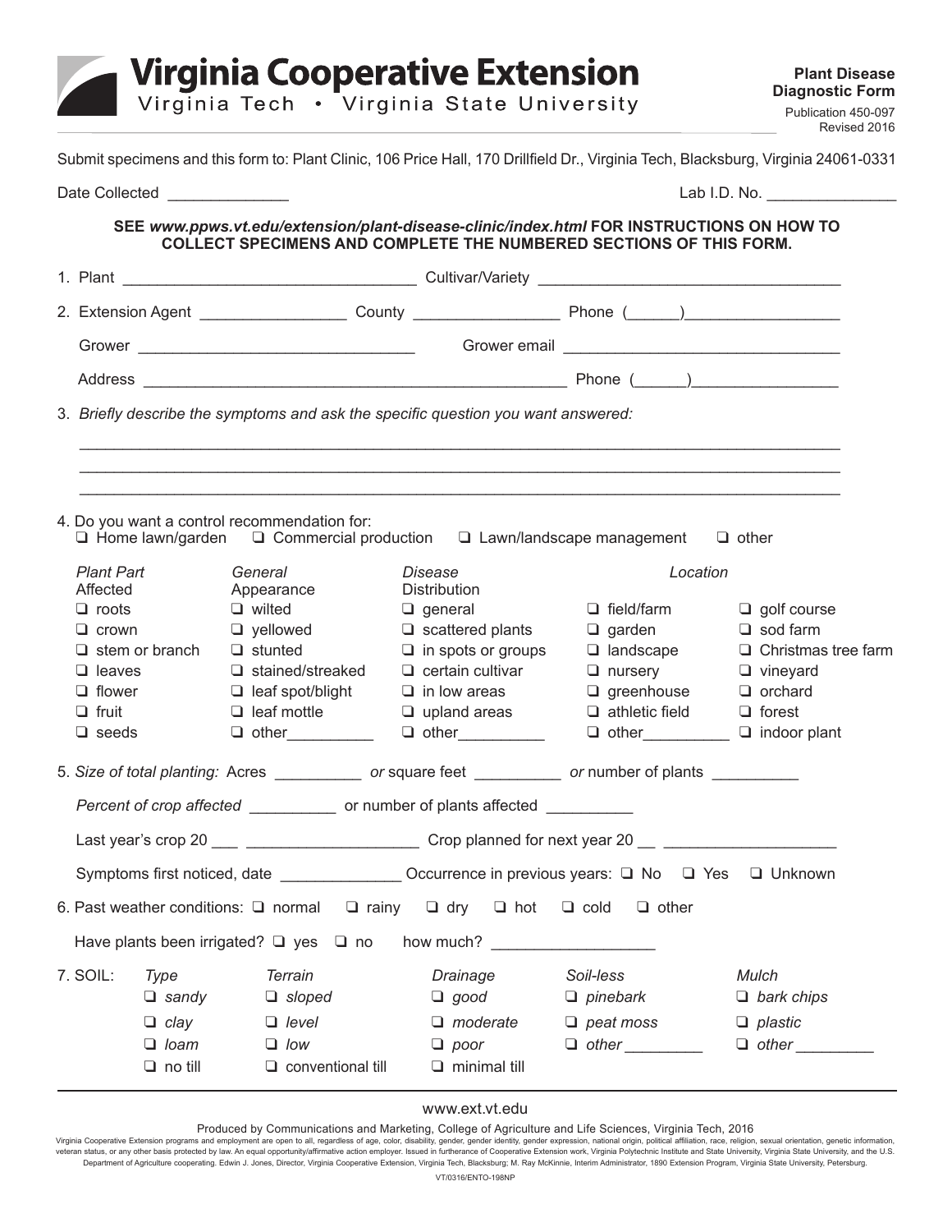# Virginia Cooperative Extension

Virginia Tech • Virginia State University

**Plant Disease Diagnostic Form**

Publication 450-097
Revised 2016

Submit specimens and this form to: Plant Clinic, 106 Price Hall, 170 Drillfield Dr., Virginia Tech, Blacksburg, Virginia 24061-0331

Date Collected ______________ Lab I.D. No. _______________

**SEE *www.ppws.vt.edu/extension/plant-disease-clinic/index.html* FOR INSTRUCTIONS ON HOW TO COLLECT SPECIMENS AND COMPLETE THE NUMBERED SECTIONS OF THIS FORM.**

1. Plant __________________________________ Cultivar/Variety ___________________________________

2. Extension Agent _________________ County _________________ Phone (______)__________________

   Grower ________________________________ Grower email ________________________________

   Address ___________________________________________________ Phone (______)_________________

3. *Briefly describe the symptoms and ask the specific question you want answered:*

   ______________________________________________________________________________________

   ______________________________________________________________________________________

   ______________________________________________________________________________________

4. Do you want a control recommendation for:
   ❑ Home lawn/garden ❑ Commercial production ❑ Lawn/landscape management ❑ other

| *Plant Part* Affected | *General* Appearance | *Disease* Distribution | *Location* | |
|---|---|---|---|---|
| ❑ roots | ❑ wilted | ❑ general | ❑ field/farm | ❑ golf course |
| ❑ crown | ❑ yellowed | ❑ scattered plants | ❑ garden | ❑ sod farm |
| ❑ stem or branch | ❑ stunted | ❑ in spots or groups | ❑ landscape | ❑ Christmas tree farm |
| ❑ leaves | ❑ stained/streaked | ❑ certain cultivar | ❑ nursery | ❑ vineyard |
| ❑ flower | ❑ leaf spot/blight | ❑ in low areas | ❑ greenhouse | ❑ orchard |
| ❑ fruit | ❑ leaf mottle | ❑ upland areas | ❑ athletic field | ❑ forest |
| ❑ seeds | ❑ other__________ | ❑ other__________ | ❑ other__________ | ❑ indoor plant |

5. *Size of total planting:* Acres __________ *or* square feet __________ *or* number of plants __________

   *Percent of crop affected* __________ or number of plants affected __________

   Last year's crop 20 ___ ____________________ Crop planned for next year 20 __ ____________________

   Symptoms first noticed, date ______________ Occurrence in previous years: ❑ No ❑ Yes ❑ Unknown

6. Past weather conditions: ❑ normal ❑ rainy ❑ dry ❑ hot ❑ cold ❑ other

   Have plants been irrigated? ❑ yes ❑ no how much? ___________________

7. SOIL:

| *Type* | *Terrain* | *Drainage* | *Soil-less* | *Mulch* |
|---|---|---|---|---|
| ❑ *sandy* | ❑ *sloped* | ❑ *good* | ❑ *pinebark* | ❑ *bark chips* |
| ❑ *clay* | ❑ *level* | ❑ *moderate* | ❑ *peat moss* | ❑ *plastic* |
| ❑ *loam* | ❑ *low* | ❑ *poor* | ❑ *other* _________ | ❑ *other* _________ |
| ❑ no till | ❑ conventional till | ❑ minimal till | | |

www.ext.vt.edu

Produced by Communications and Marketing, College of Agriculture and Life Sciences, Virginia Tech, 2016

Virginia Cooperative Extension programs and employment are open to all, regardless of age, color, disability, gender, gender identity, gender expression, national origin, political affiliation, race, religion, sexual orientation, genetic information, veteran status, or any other basis protected by law. An equal opportunity/affirmative action employer. Issued in furtherance of Cooperative Extension work, Virginia Polytechnic Institute and State University, Virginia State University, and the U.S. Department of Agriculture cooperating. Edwin J. Jones, Director, Virginia Cooperative Extension, Virginia Tech, Blacksburg; M. Ray McKinnie, Interim Administrator, 1890 Extension Program, Virginia State University, Petersburg.

VT/0316/ENTO-198NP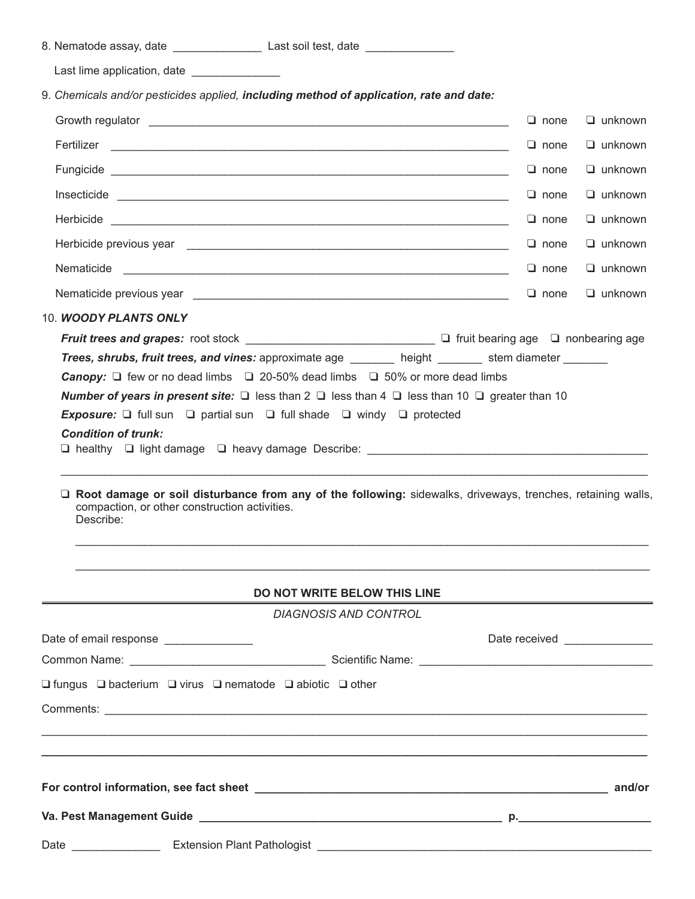8. Nematode assay, date _____________ Last soil test, date _____________

Last lime application, date _____________

9. *Chemicals and/or pesticides applied,* ***including method of application, rate and date:***

Growth regulator ________________________________________________ ❑ none ❑ unknown

Fertilizer ________________________________________________ ❑ none ❑ unknown

Fungicide ________________________________________________ ❑ none ❑ unknown

Insecticide ________________________________________________ ❑ none ❑ unknown

Herbicide ________________________________________________ ❑ none ❑ unknown

Herbicide previous year ________________________________________________ ❑ none ❑ unknown

Nematicide ________________________________________________ ❑ none ❑ unknown

Nematicide previous year ________________________________________________ ❑ none ❑ unknown

10. ***WOODY PLANTS ONLY***

***Fruit trees and grapes:*** root stock ____________________________ ❑ fruit bearing age ❑ nonbearing age

***Trees, shrubs, fruit trees, and vines:*** approximate age _______ height _______ stem diameter _______

***Canopy:*** ❑ few or no dead limbs ❑ 20-50% dead limbs ❑ 50% or more dead limbs

***Number of years in present site:*** ❑ less than 2 ❑ less than 4 ❑ less than 10 ❑ greater than 10

***Exposure:*** ❑ full sun ❑ partial sun ❑ full shade ❑ windy ❑ protected

***Condition of trunk:***

❑ healthy ❑ light damage ❑ heavy damage Describe: ________________________________________

________________________________________________________________________________

❑ **Root damage or soil disturbance from any of the following:** sidewalks, driveways, trenches, retaining walls, compaction, or other construction activities.
Describe:

________________________________________________________________________________

________________________________________________________________________________

**DO NOT WRITE BELOW THIS LINE**

*DIAGNOSIS AND CONTROL*

Date of email response _____________ Date received _____________

Common Name: ____________________________ Scientific Name: ____________________________

❑ fungus ❑ bacterium ❑ virus ❑ nematode ❑ abiotic ❑ other

Comments: ________________________________________________________________________

________________________________________________________________________________

________________________________________________________________________________

**For control information, see fact sheet ________________________________________________ and/or**

**Va. Pest Management Guide ________________________________________ p.__________________**

Date _____________ Extension Plant Pathologist ________________________________________________